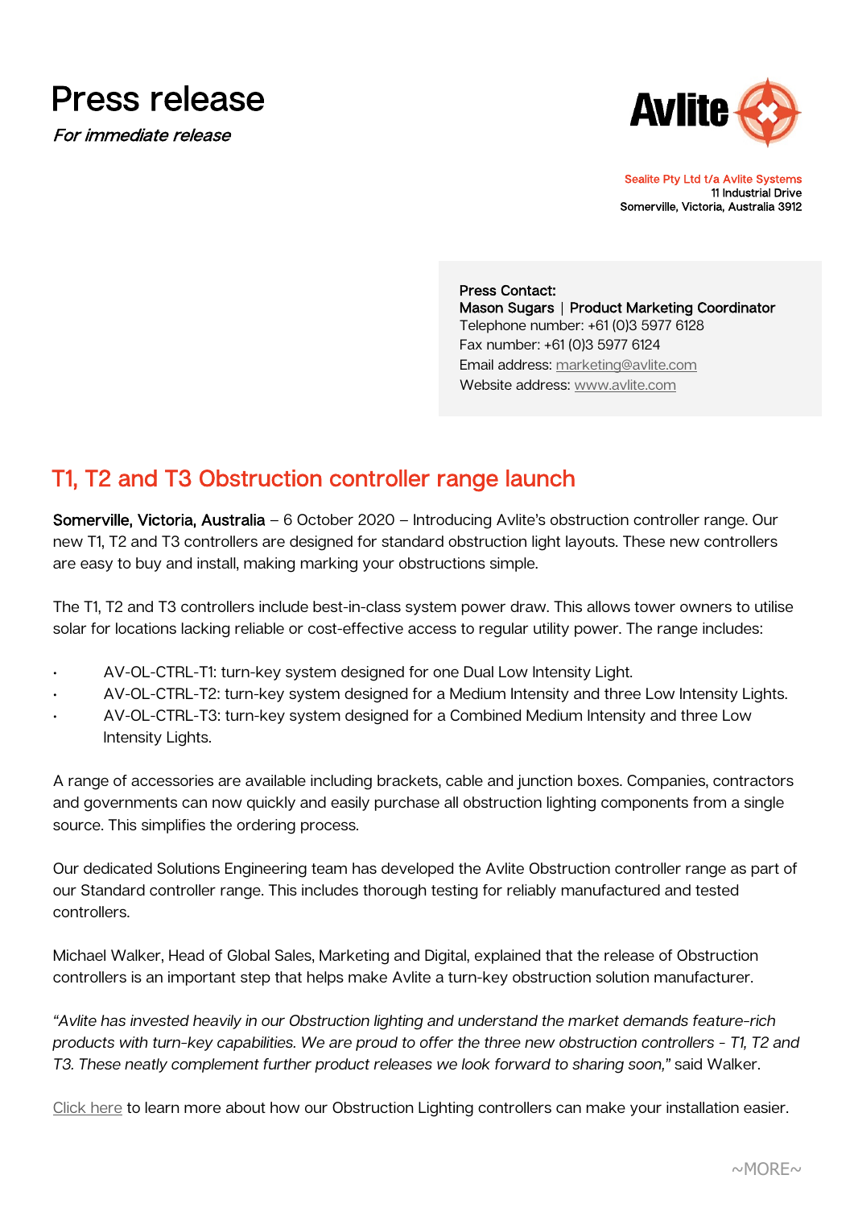# Press release

*For immediate release*

Sealite Pty Ltd t/a Avlite Systems
11 Industrial Drive
Somerville, Victoria, Australia 3912

**Press Contact:**
**Mason Sugars | Product Marketing Coordinator**
Telephone number: +61 (0)3 5977 6128
Fax number: +61 (0)3 5977 6124
Email address: marketing@avlite.com
Website address: www.avlite.com

## T1, T2 and T3 Obstruction controller range launch

**Somerville, Victoria, Australia** – 6 October 2020 – Introducing Avlite's obstruction controller range. Our new T1, T2 and T3 controllers are designed for standard obstruction light layouts. These new controllers are easy to buy and install, making marking your obstructions simple.

The T1, T2 and T3 controllers include best-in-class system power draw. This allows tower owners to utilise solar for locations lacking reliable or cost-effective access to regular utility power. The range includes:

- AV-OL-CTRL-T1: turn-key system designed for one Dual Low Intensity Light.
- AV-OL-CTRL-T2: turn-key system designed for a Medium Intensity and three Low Intensity Lights.
- AV-OL-CTRL-T3: turn-key system designed for a Combined Medium Intensity and three Low Intensity Lights.

A range of accessories are available including brackets, cable and junction boxes. Companies, contractors and governments can now quickly and easily purchase all obstruction lighting components from a single source. This simplifies the ordering process.

Our dedicated Solutions Engineering team has developed the Avlite Obstruction controller range as part of our Standard controller range. This includes thorough testing for reliably manufactured and tested controllers.

Michael Walker, Head of Global Sales, Marketing and Digital, explained that the release of Obstruction controllers is an important step that helps make Avlite a turn-key obstruction solution manufacturer.

*"Avlite has invested heavily in our Obstruction lighting and understand the market demands feature-rich products with turn-key capabilities. We are proud to offer the three new obstruction controllers - T1, T2 and T3. These neatly complement further product releases we look forward to sharing soon,"* said Walker.

Click here to learn more about how our Obstruction Lighting controllers can make your installation easier.

~MORE~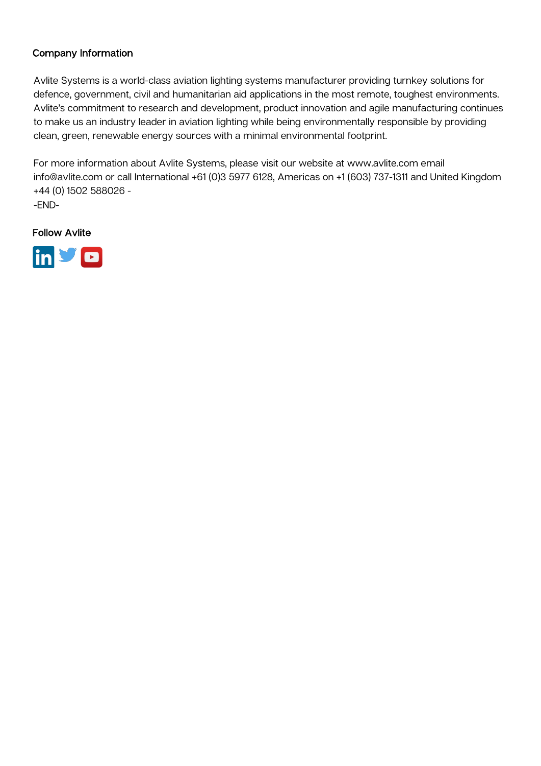## Company Information

Avlite Systems is a world-class aviation lighting systems manufacturer providing turnkey solutions for defence, government, civil and humanitarian aid applications in the most remote, toughest environments. Avlite's commitment to research and development, product innovation and agile manufacturing continues to make us an industry leader in aviation lighting while being environmentally responsible by providing clean, green, renewable energy sources with a minimal environmental footprint.

For more information about Avlite Systems, please visit our website at www.avlite.com email info@avlite.com or call International +61 (0)3 5977 6128, Americas on +1 (603) 737-1311 and United Kingdom +44 (0) 1502 588026 -
-END-

## Follow Avlite